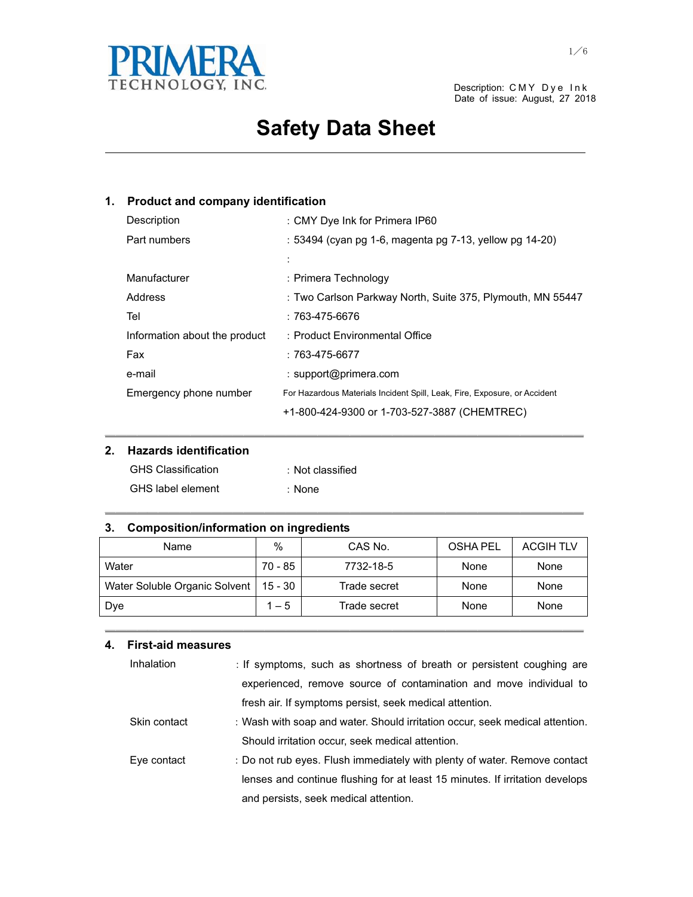PRIMERA TECHNOLOGY, INC.

Description: CMY Dye Ink
Date of issue: August, 27 2018

# Safety Data Sheet

## 1. Product and company identification

| | |
|---|---|
| Description | : CMY Dye Ink for Primera IP60 |
| Part numbers | : 53494 (cyan pg 1-6, magenta pg 7-13, yellow pg 14-20) |
| | : |
| Manufacturer | : Primera Technology |
| Address | : Two Carlson Parkway North, Suite 375, Plymouth, MN 55447 |
| Tel | : 763-475-6676 |
| Information about the product | : Product Environmental Office |
| Fax | : 763-475-6677 |
| e-mail | : support@primera.com |
| Emergency phone number | For Hazardous Materials Incident Spill, Leak, Fire, Exposure, or Accident |
| | +1-800-424-9300 or 1-703-527-3887 (CHEMTREC) |

## 2. Hazards identification

| | |
|---|---|
| GHS Classification | : Not classified |
| GHS label element | : None |

## 3. Composition/information on ingredients

| Name | % | CAS No. | OSHA PEL | ACGIH TLV |
|---|---|---|---|---|
| Water | 70 - 85 | 7732-18-5 | None | None |
| Water Soluble Organic Solvent | 15 - 30 | Trade secret | None | None |
| Dye | 1 – 5 | Trade secret | None | None |

## 4. First-aid measures

**Inhalation** : If symptoms, such as shortness of breath or persistent coughing are experienced, remove source of contamination and move individual to fresh air. If symptoms persist, seek medical attention.

**Skin contact** : Wash with soap and water. Should irritation occur, seek medical attention. Should irritation occur, seek medical attention.

**Eye contact** : Do not rub eyes. Flush immediately with plenty of water. Remove contact lenses and continue flushing for at least 15 minutes. If irritation develops and persists, seek medical attention.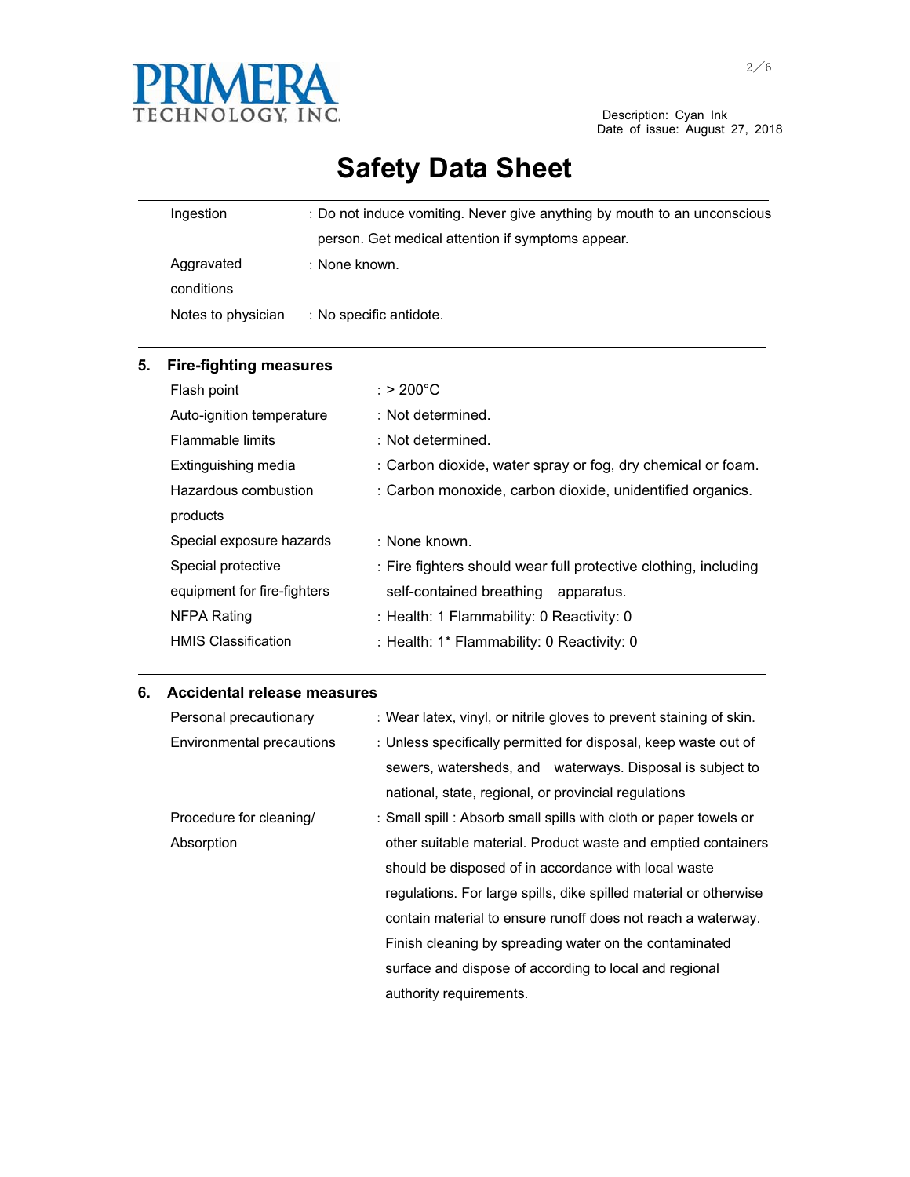| | |
|---|---|
| Ingestion | : Do not induce vomiting. Never give anything by mouth to an unconscious person. Get medical attention if symptoms appear. |
| Aggravated conditions | : None known. |
| Notes to physician | : No specific antidote. |

## 5. Fire-fighting measures

| | |
|---|---|
| Flash point | : > 200°C |
| Auto-ignition temperature | : Not determined. |
| Flammable limits | : Not determined. |
| Extinguishing media | : Carbon dioxide, water spray or fog, dry chemical or foam. |
| Hazardous combustion products | : Carbon monoxide, carbon dioxide, unidentified organics. |
| Special exposure hazards | : None known. |
| Special protective equipment for fire-fighters | : Fire fighters should wear full protective clothing, including self-contained breathing apparatus. |
| NFPA Rating | : Health: 1 Flammability: 0 Reactivity: 0 |
| HMIS Classification | : Health: 1* Flammability: 0 Reactivity: 0 |

## 6. Accidental release measures

| | |
|---|---|
| Personal precautionary | : Wear latex, vinyl, or nitrile gloves to prevent staining of skin. |
| Environmental precautions | : Unless specifically permitted for disposal, keep waste out of sewers, watersheds, and waterways. Disposal is subject to national, state, regional, or provincial regulations |
| Procedure for cleaning/ Absorption | : Small spill : Absorb small spills with cloth or paper towels or other suitable material. Product waste and emptied containers should be disposed of in accordance with local waste regulations. For large spills, dike spilled material or otherwise contain material to ensure runoff does not reach a waterway. Finish cleaning by spreading water on the contaminated surface and dispose of according to local and regional authority requirements. |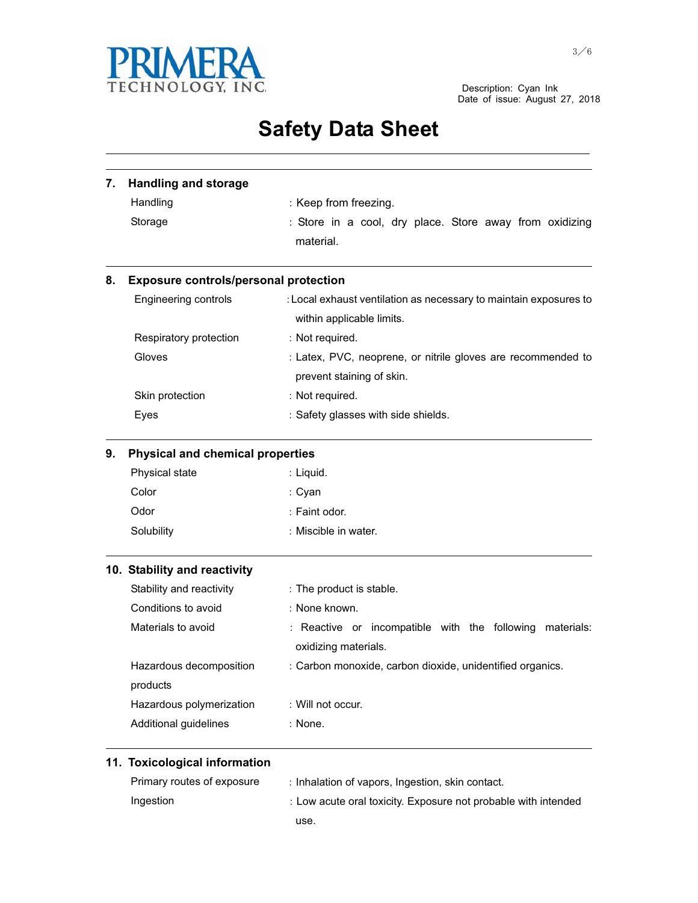PRIMERA TECHNOLOGY, INC.

Description: Cyan Ink
Date of issue: August 27, 2018

# Safety Data Sheet

## 7. Handling and storage

| | |
|---|---|
| Handling | : Keep from freezing. |
| Storage | : Store in a cool, dry place. Store away from oxidizing material. |

## 8. Exposure controls/personal protection

| | |
|---|---|
| Engineering controls | : Local exhaust ventilation as necessary to maintain exposures to within applicable limits. |
| Respiratory protection | : Not required. |
| Gloves | : Latex, PVC, neoprene, or nitrile gloves are recommended to prevent staining of skin. |
| Skin protection | : Not required. |
| Eyes | : Safety glasses with side shields. |

## 9. Physical and chemical properties

| | |
|---|---|
| Physical state | : Liquid. |
| Color | : Cyan |
| Odor | : Faint odor. |
| Solubility | : Miscible in water. |

## 10. Stability and reactivity

| | |
|---|---|
| Stability and reactivity | : The product is stable. |
| Conditions to avoid | : None known. |
| Materials to avoid | : Reactive or incompatible with the following materials: oxidizing materials. |
| Hazardous decomposition products | : Carbon monoxide, carbon dioxide, unidentified organics. |
| Hazardous polymerization | : Will not occur. |
| Additional guidelines | : None. |

## 11. Toxicological information

| | |
|---|---|
| Primary routes of exposure | : Inhalation of vapors, Ingestion, skin contact. |
| Ingestion | : Low acute oral toxicity. Exposure not probable with intended use. |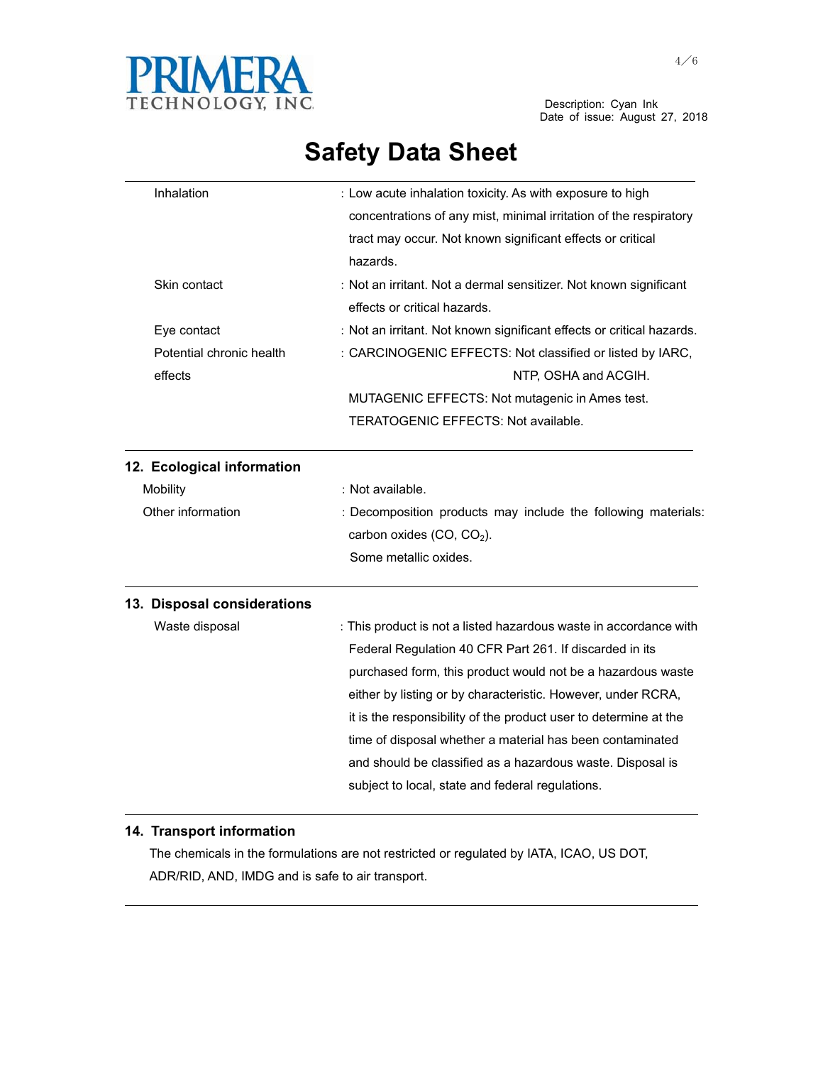# Safety Data Sheet

| | |
|---|---|
| Inhalation | : Low acute inhalation toxicity. As with exposure to high concentrations of any mist, minimal irritation of the respiratory tract may occur. Not known significant effects or critical hazards. |
| Skin contact | : Not an irritant. Not a dermal sensitizer. Not known significant effects or critical hazards. |
| Eye contact | : Not an irritant. Not known significant effects or critical hazards. |
| Potential chronic health effects | : CARCINOGENIC EFFECTS: Not classified or listed by IARC, NTP, OSHA and ACGIH. MUTAGENIC EFFECTS: Not mutagenic in Ames test. TERATOGENIC EFFECTS: Not available. |

## 12. Ecological information

| | |
|---|---|
| Mobility | : Not available. |
| Other information | : Decomposition products may include the following materials: carbon oxides ($CO$, $CO_2$). Some metallic oxides. |

## 13. Disposal considerations

| | |
|---|---|
| Waste disposal | : This product is not a listed hazardous waste in accordance with Federal Regulation 40 CFR Part 261. If discarded in its purchased form, this product would not be a hazardous waste either by listing or by characteristic. However, under RCRA, it is the responsibility of the product user to determine at the time of disposal whether a material has been contaminated and should be classified as a hazardous waste. Disposal is subject to local, state and federal regulations. |

## 14. Transport information

The chemicals in the formulations are not restricted or regulated by IATA, ICAO, US DOT, ADR/RID, AND, IMDG and is safe to air transport.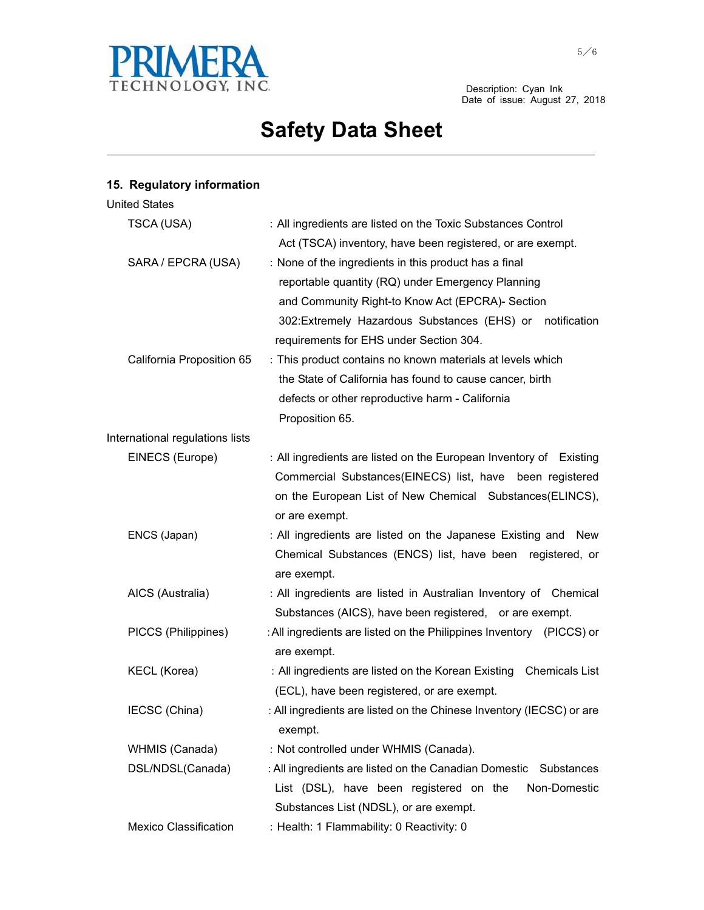PRIMERA TECHNOLOGY, INC.

Description: Cyan Ink
Date of issue: August 27, 2018

# Safety Data Sheet

## 15. Regulatory information

United States

| | |
|---|---|
| TSCA (USA) | : All ingredients are listed on the Toxic Substances Control Act (TSCA) inventory, have been registered, or are exempt. |
| SARA / EPCRA (USA) | : None of the ingredients in this product has a final reportable quantity (RQ) under Emergency Planning and Community Right-to Know Act (EPCRA)- Section 302:Extremely Hazardous Substances (EHS) or notification requirements for EHS under Section 304. |
| California Proposition 65 | : This product contains no known materials at levels which the State of California has found to cause cancer, birth defects or other reproductive harm - California Proposition 65. |

International regulations lists

| | |
|---|---|
| EINECS (Europe) | : All ingredients are listed on the European Inventory of Existing Commercial Substances(EINECS) list, have been registered on the European List of New Chemical Substances(ELINCS), or are exempt. |
| ENCS (Japan) | : All ingredients are listed on the Japanese Existing and New Chemical Substances (ENCS) list, have been registered, or are exempt. |
| AICS (Australia) | : All ingredients are listed in Australian Inventory of Chemical Substances (AICS), have been registered, or are exempt. |
| PICCS (Philippines) | : All ingredients are listed on the Philippines Inventory (PICCS) or are exempt. |
| KECL (Korea) | : All ingredients are listed on the Korean Existing Chemicals List (ECL), have been registered, or are exempt. |
| IECSC (China) | : All ingredients are listed on the Chinese Inventory (IECSC) or are exempt. |
| WHMIS (Canada) | : Not controlled under WHMIS (Canada). |
| DSL/NDSL(Canada) | : All ingredients are listed on the Canadian Domestic Substances List (DSL), have been registered on the Non-Domestic Substances List (NDSL), or are exempt. |
| Mexico Classification | : Health: 1 Flammability: 0 Reactivity: 0 |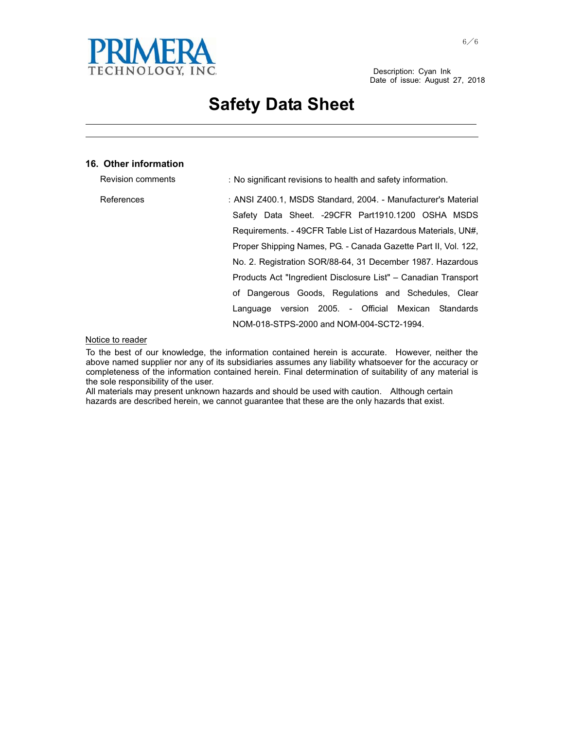PRIMERA TECHNOLOGY, INC.

Description: Cyan Ink
Date of issue: August 27, 2018

# Safety Data Sheet

## 16. Other information

| | |
|---|---|
| Revision comments | : No significant revisions to health and safety information. |
| References | : ANSI Z400.1, MSDS Standard, 2004. - Manufacturer's Material Safety Data Sheet. -29CFR Part1910.1200 OSHA MSDS Requirements. - 49CFR Table List of Hazardous Materials, UN#, Proper Shipping Names, PG. - Canada Gazette Part II, Vol. 122, No. 2. Registration SOR/88-64, 31 December 1987. Hazardous Products Act "Ingredient Disclosure List" – Canadian Transport of Dangerous Goods, Regulations and Schedules, Clear Language version 2005. - Official Mexican Standards NOM-018-STPS-2000 and NOM-004-SCT2-1994. |

Notice to reader

To the best of our knowledge, the information contained herein is accurate. However, neither the above named supplier nor any of its subsidiaries assumes any liability whatsoever for the accuracy or completeness of the information contained herein. Final determination of suitability of any material is the sole responsibility of the user.
All materials may present unknown hazards and should be used with caution. Although certain hazards are described herein, we cannot guarantee that these are the only hazards that exist.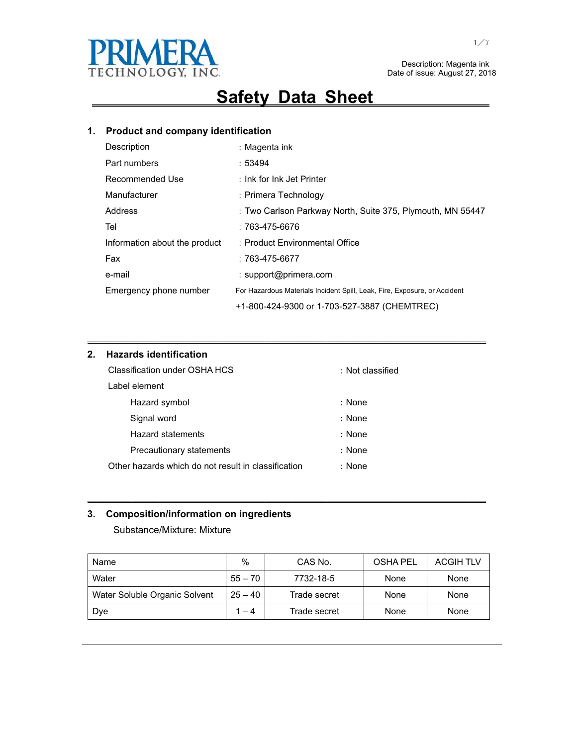PRIMERA TECHNOLOGY, INC.

Description: Magenta ink
Date of issue: August 27, 2018

# Safety Data Sheet

## 1. Product and company identification

| | |
|---|---|
| Description | : Magenta ink |
| Part numbers | : 53494 |
| Recommended Use | : Ink for Ink Jet Printer |
| Manufacturer | : Primera Technology |
| Address | : Two Carlson Parkway North, Suite 375, Plymouth, MN 55447 |
| Tel | : 763-475-6676 |
| Information about the product | : Product Environmental Office |
| Fax | : 763-475-6677 |
| e-mail | : support@primera.com |
| Emergency phone number | For Hazardous Materials Incident Spill, Leak, Fire, Exposure, or Accident +1-800-424-9300 or 1-703-527-3887 (CHEMTREC) |

## 2. Hazards identification

Classification under OSHA HCS : Not classified

Label element

- Hazard symbol : None
- Signal word : None
- Hazard statements : None
- Precautionary statements : None

Other hazards which do not result in classification : None

## 3. Composition/information on ingredients

Substance/Mixture: Mixture

| Name | % | CAS No. | OSHA PEL | ACGIH TLV |
|---|---|---|---|---|
| Water | 55 – 70 | 7732-18-5 | None | None |
| Water Soluble Organic Solvent | 25 – 40 | Trade secret | None | None |
| Dye | 1 – 4 | Trade secret | None | None |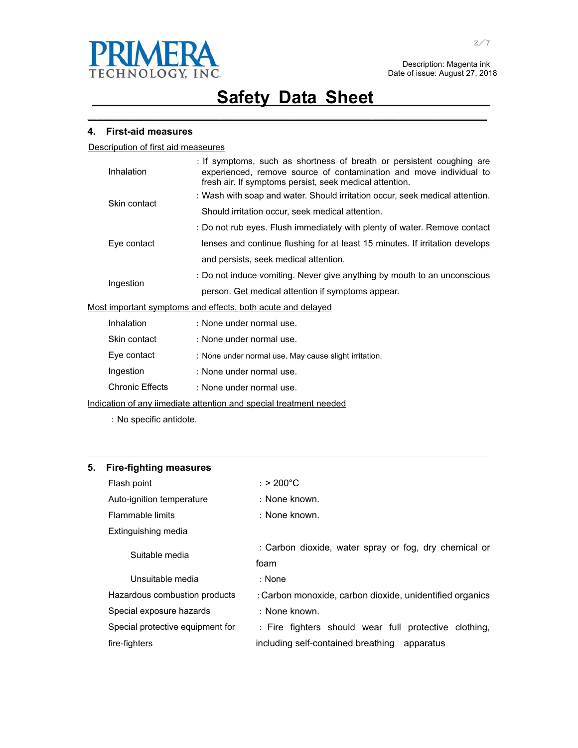Description: Magenta ink
Date of issue: August 27, 2018

# Safety Data Sheet

## 4. First-aid measures

Description of first aid measeures

| | |
|---|---|
| Inhalation | : If symptoms, such as shortness of breath or persistent coughing are experienced, remove source of contamination and move individual to fresh air. If symptoms persist, seek medical attention. |
| Skin contact | : Wash with soap and water. Should irritation occur, seek medical attention. Should irritation occur, seek medical attention. |
| Eye contact | : Do not rub eyes. Flush immediately with plenty of water. Remove contact lenses and continue flushing for at least 15 minutes. If irritation develops and persists, seek medical attention. |
| Ingestion | : Do not induce vomiting. Never give anything by mouth to an unconscious person. Get medical attention if symptoms appear. |

Most important symptoms and effects, both acute and delayed

| | |
|---|---|
| Inhalation | : None under normal use. |
| Skin contact | : None under normal use. |
| Eye contact | : None under normal use. May cause slight irritation. |
| Ingestion | : None under normal use. |
| Chronic Effects | : None under normal use. |

Indication of any iimediate attention and special treatment needed

: No specific antidote.

## 5. Fire-fighting measures

| | |
|---|---|
| Flash point | : > 200°C |
| Auto-ignition temperature | : None known. |
| Flammable limits | : None known. |
| Extinguishing media | |
| Suitable media | : Carbon dioxide, water spray or fog, dry chemical or foam |
| Unsuitable media | : None |
| Hazardous combustion products | : Carbon monoxide, carbon dioxide, unidentified organics |
| Special exposure hazards | : None known. |
| Special protective equipment for fire-fighters | : Fire fighters should wear full protective clothing, including self-contained breathing apparatus |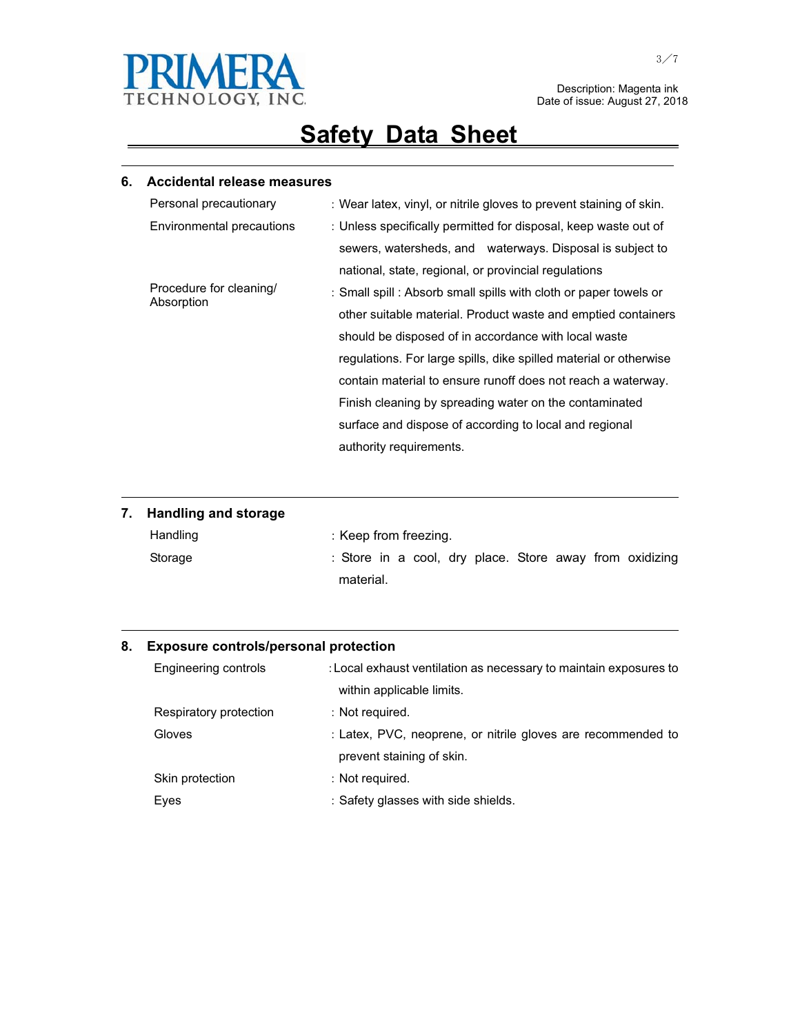PRIMERA TECHNOLOGY, INC.

Description: Magenta ink
Date of issue: August 27, 2018

# Safety Data Sheet

## 6. Accidental release measures

| | |
|---|---|
| Personal precautionary | : Wear latex, vinyl, or nitrile gloves to prevent staining of skin. |
| Environmental precautions | : Unless specifically permitted for disposal, keep waste out of sewers, watersheds, and waterways. Disposal is subject to national, state, regional, or provincial regulations |
| Procedure for cleaning/ Absorption | : Small spill : Absorb small spills with cloth or paper towels or other suitable material. Product waste and emptied containers should be disposed of in accordance with local waste regulations. For large spills, dike spilled material or otherwise contain material to ensure runoff does not reach a waterway. Finish cleaning by spreading water on the contaminated surface and dispose of according to local and regional authority requirements. |

## 7. Handling and storage

| | |
|---|---|
| Handling | : Keep from freezing. |
| Storage | : Store in a cool, dry place. Store away from oxidizing material. |

## 8. Exposure controls/personal protection

| | |
|---|---|
| Engineering controls | : Local exhaust ventilation as necessary to maintain exposures to within applicable limits. |
| Respiratory protection | : Not required. |
| Gloves | : Latex, PVC, neoprene, or nitrile gloves are recommended to prevent staining of skin. |
| Skin protection | : Not required. |
| Eyes | : Safety glasses with side shields. |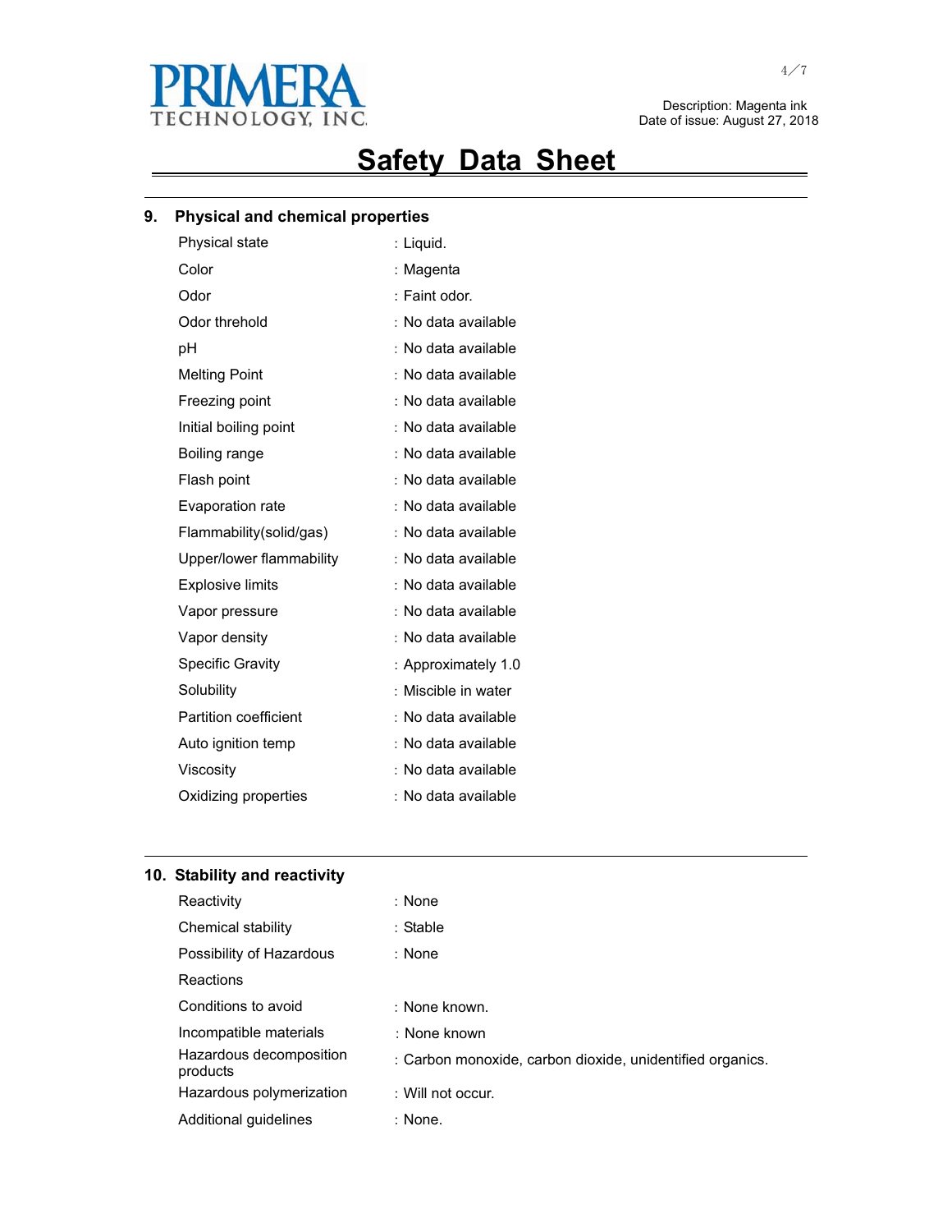Description: Magenta ink
Date of issue: August 27, 2018

# Safety Data Sheet

## 9. Physical and chemical properties

| Property | Value |
|---|---|
| Physical state | : Liquid. |
| Color | : Magenta |
| Odor | : Faint odor. |
| Odor threhold | : No data available |
| pH | : No data available |
| Melting Point | : No data available |
| Freezing point | : No data available |
| Initial boiling point | : No data available |
| Boiling range | : No data available |
| Flash point | : No data available |
| Evaporation rate | : No data available |
| Flammability(solid/gas) | : No data available |
| Upper/lower flammability | : No data available |
| Explosive limits | : No data available |
| Vapor pressure | : No data available |
| Vapor density | : No data available |
| Specific Gravity | : Approximately 1.0 |
| Solubility | : Miscible in water |
| Partition coefficient | : No data available |
| Auto ignition temp | : No data available |
| Viscosity | : No data available |
| Oxidizing properties | : No data available |

## 10. Stability and reactivity

| Property | Value |
|---|---|
| Reactivity | : None |
| Chemical stability | : Stable |
| Possibility of Hazardous Reactions | : None |
| Conditions to avoid | : None known. |
| Incompatible materials | : None known |
| Hazardous decomposition products | : Carbon monoxide, carbon dioxide, unidentified organics. |
| Hazardous polymerization | : Will not occur. |
| Additional guidelines | : None. |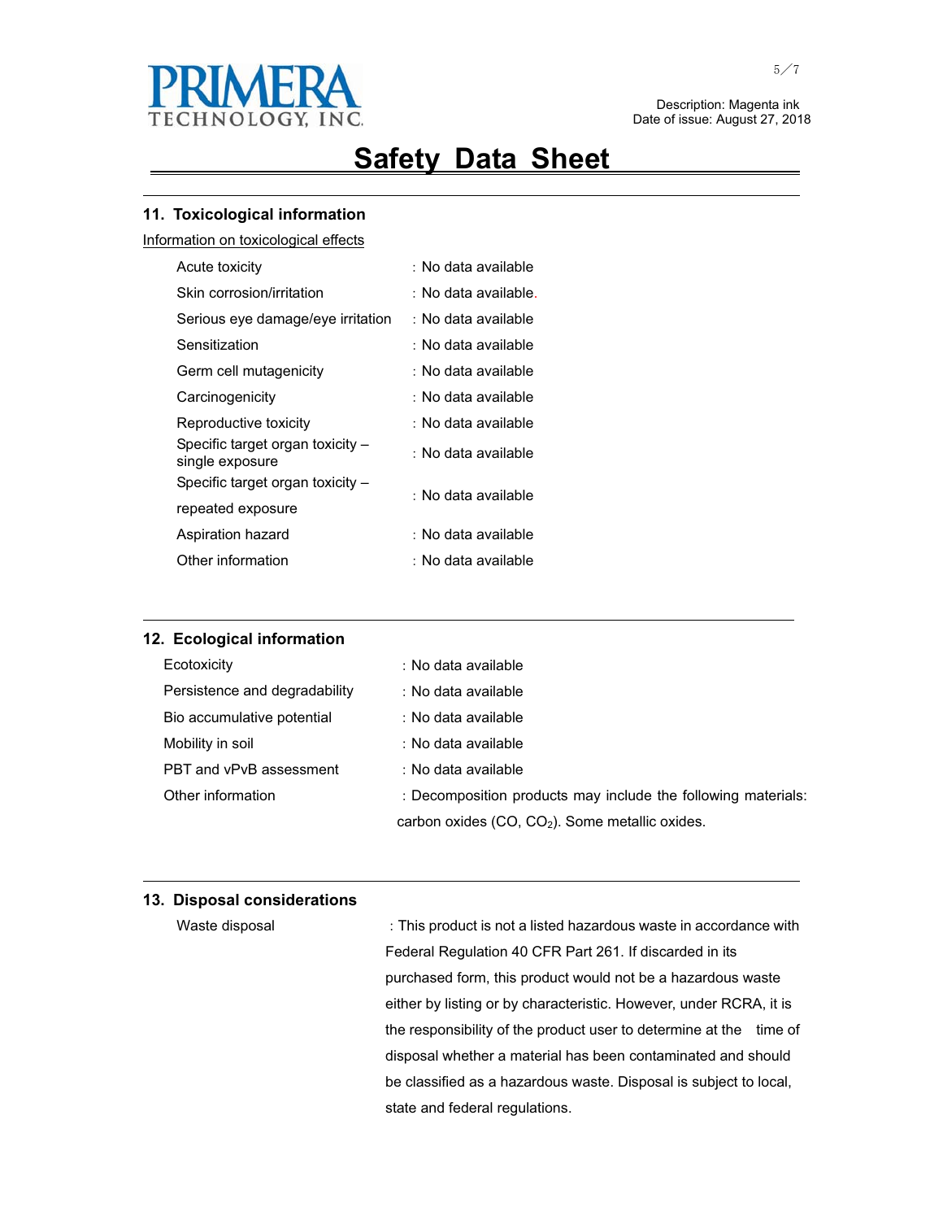## Safety Data Sheet

Description: Magenta ink
Date of issue: August 27, 2018

### 11. Toxicological information

Information on toxicological effects

| | |
|---|---|
| Acute toxicity | : No data available |
| Skin corrosion/irritation | : No data available. |
| Serious eye damage/eye irritation | : No data available |
| Sensitization | : No data available |
| Germ cell mutagenicity | : No data available |
| Carcinogenicity | : No data available |
| Reproductive toxicity | : No data available |
| Specific target organ toxicity – single exposure | : No data available |
| Specific target organ toxicity – repeated exposure | : No data available |
| Aspiration hazard | : No data available |
| Other information | : No data available |

### 12. Ecological information

| | |
|---|---|
| Ecotoxicity | : No data available |
| Persistence and degradability | : No data available |
| Bio accumulative potential | : No data available |
| Mobility in soil | : No data available |
| PBT and vPvB assessment | : No data available |
| Other information | : Decomposition products may include the following materials: carbon oxides ($CO$, $CO_2$). Some metallic oxides. |

### 13. Disposal considerations

Waste disposal : This product is not a listed hazardous waste in accordance with Federal Regulation 40 CFR Part 261. If discarded in its purchased form, this product would not be a hazardous waste either by listing or by characteristic. However, under RCRA, it is the responsibility of the product user to determine at the time of disposal whether a material has been contaminated and should be classified as a hazardous waste. Disposal is subject to local, state and federal regulations.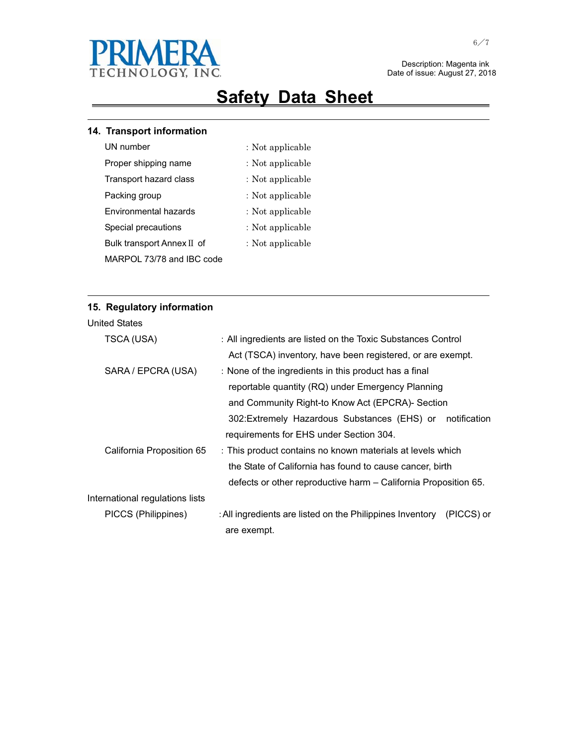# Safety Data Sheet

## 14. Transport information

| | |
|---|---|
| UN number | : Not applicable |
| Proper shipping name | : Not applicable |
| Transport hazard class | : Not applicable |
| Packing group | : Not applicable |
| Environmental hazards | : Not applicable |
| Special precautions | : Not applicable |
| Bulk transport Annex Ⅱ of MARPOL 73/78 and IBC code | : Not applicable |

## 15. Regulatory information

United States

| | |
|---|---|
| TSCA (USA) | : All ingredients are listed on the Toxic Substances Control Act (TSCA) inventory, have been registered, or are exempt. |
| SARA / EPCRA (USA) | : None of the ingredients in this product has a final reportable quantity (RQ) under Emergency Planning and Community Right-to Know Act (EPCRA)- Section 302:Extremely Hazardous Substances (EHS) or notification requirements for EHS under Section 304. |
| California Proposition 65 | : This product contains no known materials at levels which the State of California has found to cause cancer, birth defects or other reproductive harm – California Proposition 65. |

International regulations lists

| | |
|---|---|
| PICCS (Philippines) | : All ingredients are listed on the Philippines Inventory (PICCS) or are exempt. |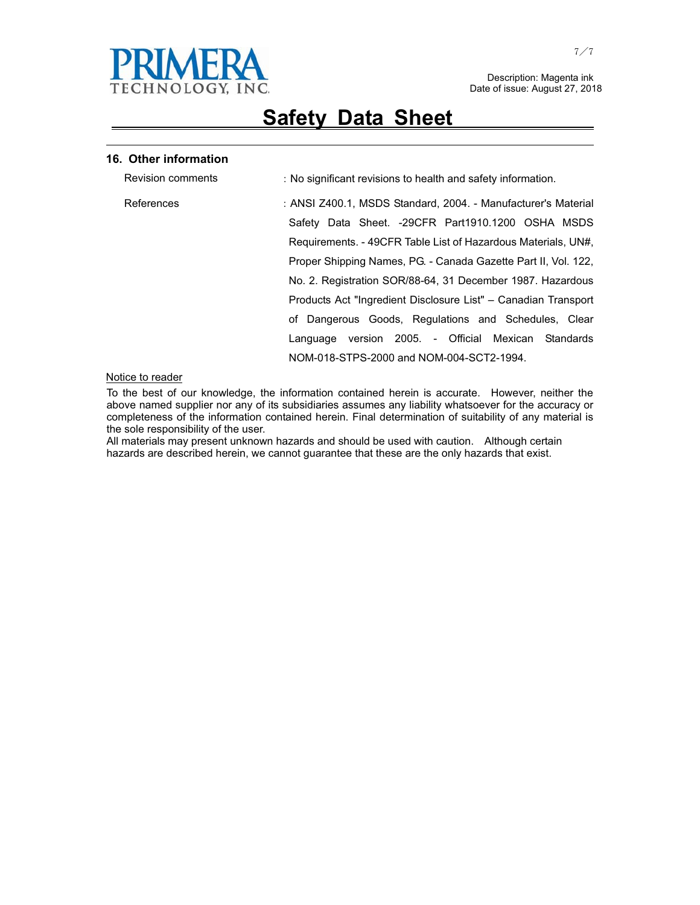PRIMERA TECHNOLOGY, INC.

Description: Magenta ink
Date of issue: August 27, 2018

# Safety Data Sheet

## 16. Other information

| | |
|---|---|
| Revision comments | : No significant revisions to health and safety information. |
| References | : ANSI Z400.1, MSDS Standard, 2004. - Manufacturer's Material Safety Data Sheet. -29CFR Part1910.1200 OSHA MSDS Requirements. - 49CFR Table List of Hazardous Materials, UN#, Proper Shipping Names, PG. - Canada Gazette Part II, Vol. 122, No. 2. Registration SOR/88-64, 31 December 1987. Hazardous Products Act "Ingredient Disclosure List" – Canadian Transport of Dangerous Goods, Regulations and Schedules, Clear Language version 2005. - Official Mexican Standards NOM-018-STPS-2000 and NOM-004-SCT2-1994. |

Notice to reader

To the best of our knowledge, the information contained herein is accurate. However, neither the above named supplier nor any of its subsidiaries assumes any liability whatsoever for the accuracy or completeness of the information contained herein. Final determination of suitability of any material is the sole responsibility of the user.
All materials may present unknown hazards and should be used with caution. Although certain hazards are described herein, we cannot guarantee that these are the only hazards that exist.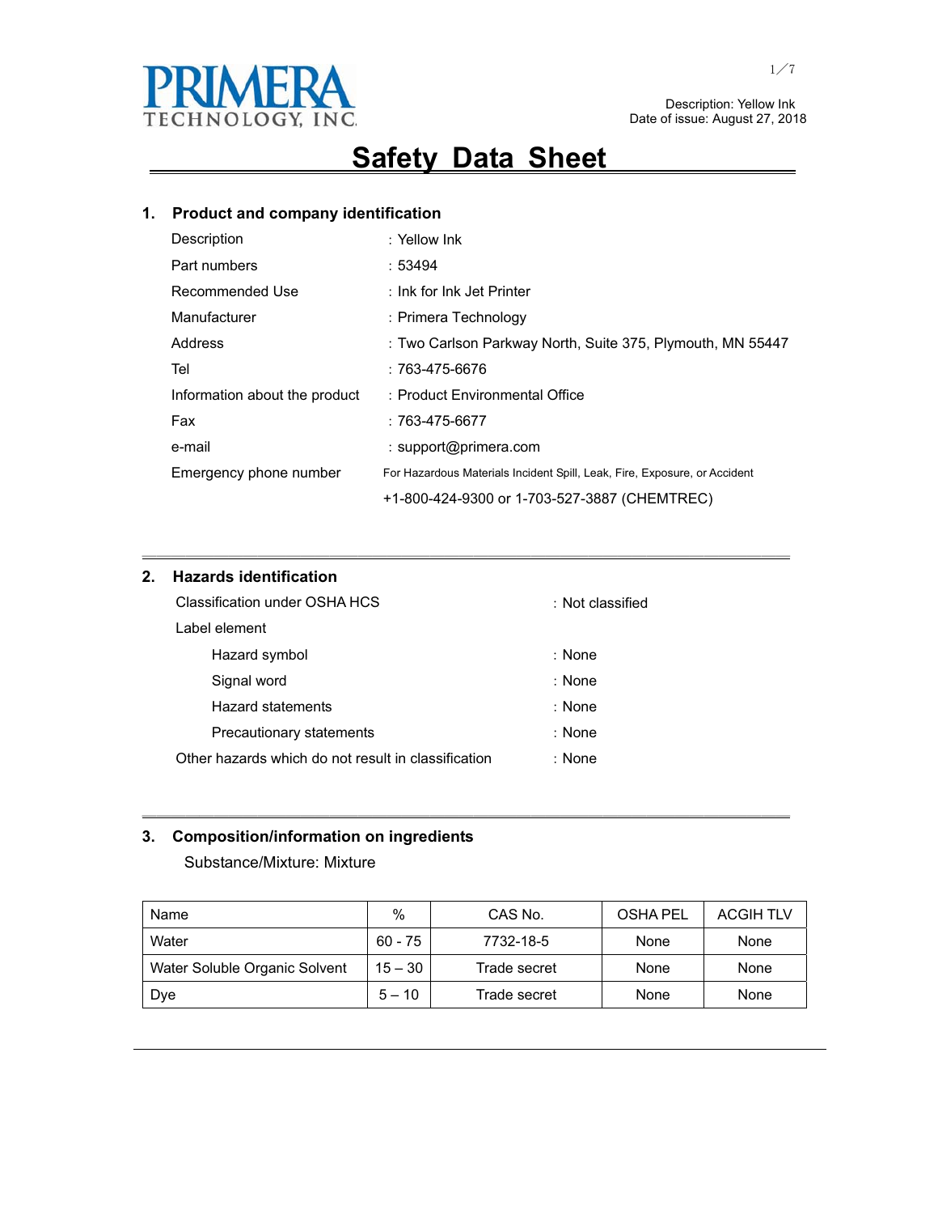PRIMERA TECHNOLOGY, INC.

Description: Yellow Ink
Date of issue: August 27, 2018

# Safety Data Sheet

## 1. Product and company identification

| | |
|---|---|
| Description | : Yellow Ink |
| Part numbers | : 53494 |
| Recommended Use | : Ink for Ink Jet Printer |
| Manufacturer | : Primera Technology |
| Address | : Two Carlson Parkway North, Suite 375, Plymouth, MN 55447 |
| Tel | : 763-475-6676 |
| Information about the product | : Product Environmental Office |
| Fax | : 763-475-6677 |
| e-mail | : support@primera.com |
| Emergency phone number | For Hazardous Materials Incident Spill, Leak, Fire, Exposure, or Accident<br>+1-800-424-9300 or 1-703-527-3887 (CHEMTREC) |

## 2. Hazards identification

Classification under OSHA HCS : Not classified

Label element

- Hazard symbol : None
- Signal word : None
- Hazard statements : None
- Precautionary statements : None

Other hazards which do not result in classification : None

## 3. Composition/information on ingredients

Substance/Mixture: Mixture

| Name | % | CAS No. | OSHA PEL | ACGIH TLV |
|---|---|---|---|---|
| Water | 60 - 75 | 7732-18-5 | None | None |
| Water Soluble Organic Solvent | 15 – 30 | Trade secret | None | None |
| Dye | 5 – 10 | Trade secret | None | None |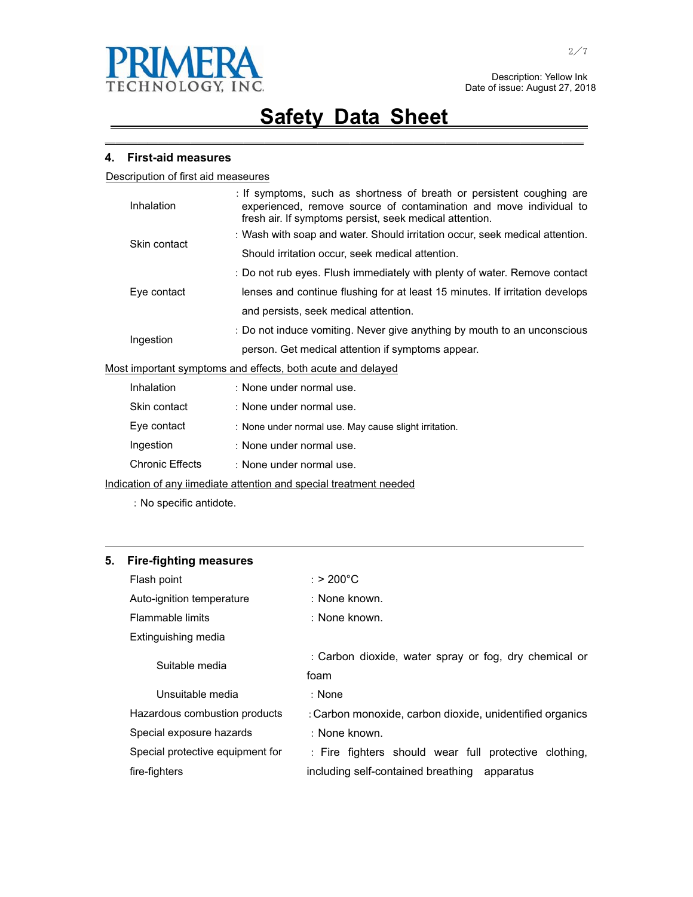Description: Yellow Ink
Date of issue: August 27, 2018

# Safety Data Sheet

## 4. First-aid measures

Description of first aid measeures

| | |
|---|---|
| Inhalation | : If symptoms, such as shortness of breath or persistent coughing are experienced, remove source of contamination and move individual to fresh air. If symptoms persist, seek medical attention. |
| Skin contact | : Wash with soap and water. Should irritation occur, seek medical attention. Should irritation occur, seek medical attention. |
| Eye contact | : Do not rub eyes. Flush immediately with plenty of water. Remove contact lenses and continue flushing for at least 15 minutes. If irritation develops and persists, seek medical attention. |
| Ingestion | : Do not induce vomiting. Never give anything by mouth to an unconscious person. Get medical attention if symptoms appear. |

Most important symptoms and effects, both acute and delayed

| | |
|---|---|
| Inhalation | : None under normal use. |
| Skin contact | : None under normal use. |
| Eye contact | : None under normal use. May cause slight irritation. |
| Ingestion | : None under normal use. |
| Chronic Effects | : None under normal use. |

Indication of any iimediate attention and special treatment needed

: No specific antidote.

## 5. Fire-fighting measures

| | |
|---|---|
| Flash point | : > 200°C |
| Auto-ignition temperature | : None known. |
| Flammable limits | : None known. |
| Extinguishing media | |
| Suitable media | : Carbon dioxide, water spray or fog, dry chemical or foam |
| Unsuitable media | : None |
| Hazardous combustion products | : Carbon monoxide, carbon dioxide, unidentified organics |
| Special exposure hazards | : None known. |
| Special protective equipment for fire-fighters | : Fire fighters should wear full protective clothing, including self-contained breathing apparatus |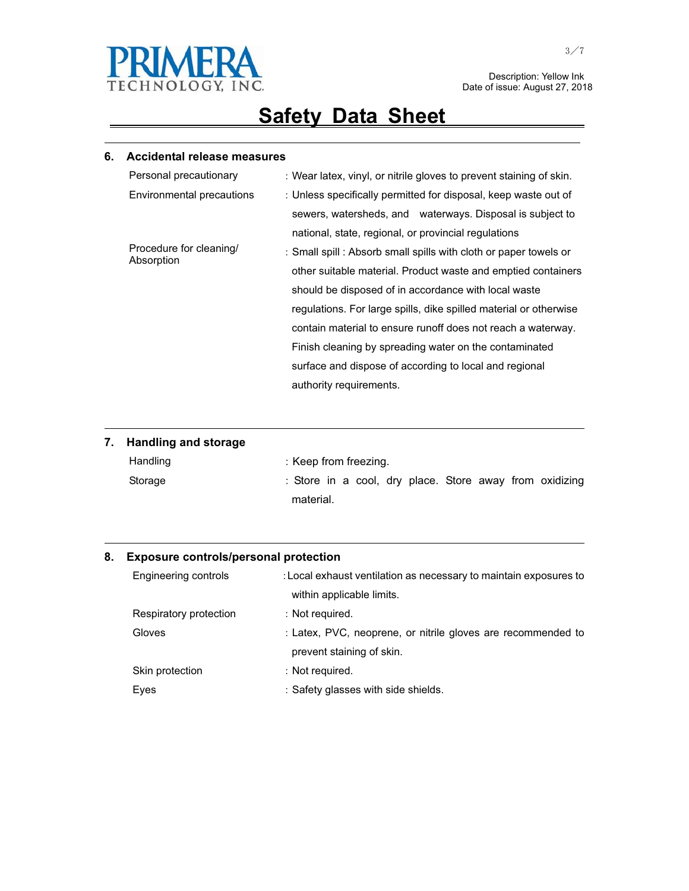## 6. Accidental release measures

| | |
|---|---|
| Personal precautionary | : Wear latex, vinyl, or nitrile gloves to prevent staining of skin. |
| Environmental precautions | : Unless specifically permitted for disposal, keep waste out of sewers, watersheds, and waterways. Disposal is subject to national, state, regional, or provincial regulations |
| Procedure for cleaning/ Absorption | : Small spill : Absorb small spills with cloth or paper towels or other suitable material. Product waste and emptied containers should be disposed of in accordance with local waste regulations. For large spills, dike spilled material or otherwise contain material to ensure runoff does not reach a waterway. Finish cleaning by spreading water on the contaminated surface and dispose of according to local and regional authority requirements. |

## 7. Handling and storage

| | |
|---|---|
| Handling | : Keep from freezing. |
| Storage | : Store in a cool, dry place. Store away from oxidizing material. |

## 8. Exposure controls/personal protection

| | |
|---|---|
| Engineering controls | : Local exhaust ventilation as necessary to maintain exposures to within applicable limits. |
| Respiratory protection | : Not required. |
| Gloves | : Latex, PVC, neoprene, or nitrile gloves are recommended to prevent staining of skin. |
| Skin protection | : Not required. |
| Eyes | : Safety glasses with side shields. |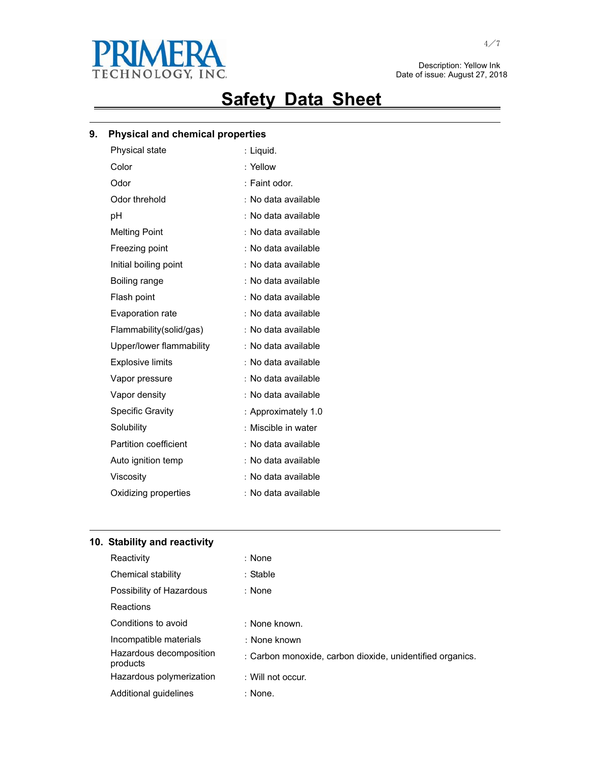# Safety Data Sheet

## 9. Physical and chemical properties

| Property | Value |
|---|---|
| Physical state | : Liquid. |
| Color | : Yellow |
| Odor | : Faint odor. |
| Odor threhold | : No data available |
| pH | : No data available |
| Melting Point | : No data available |
| Freezing point | : No data available |
| Initial boiling point | : No data available |
| Boiling range | : No data available |
| Flash point | : No data available |
| Evaporation rate | : No data available |
| Flammability(solid/gas) | : No data available |
| Upper/lower flammability | : No data available |
| Explosive limits | : No data available |
| Vapor pressure | : No data available |
| Vapor density | : No data available |
| Specific Gravity | : Approximately 1.0 |
| Solubility | : Miscible in water |
| Partition coefficient | : No data available |
| Auto ignition temp | : No data available |
| Viscosity | : No data available |
| Oxidizing properties | : No data available |

## 10. Stability and reactivity

| Property | Value |
|---|---|
| Reactivity | : None |
| Chemical stability | : Stable |
| Possibility of Hazardous Reactions | : None |
| Conditions to avoid | : None known. |
| Incompatible materials | : None known |
| Hazardous decomposition products | : Carbon monoxide, carbon dioxide, unidentified organics. |
| Hazardous polymerization | : Will not occur. |
| Additional guidelines | : None. |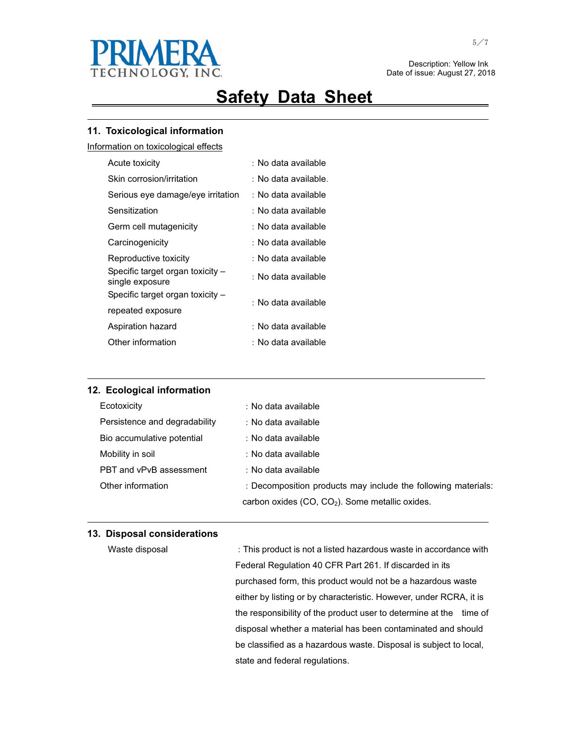## 11. Toxicological information

Information on toxicological effects

| | |
|---|---|
| Acute toxicity | : No data available |
| Skin corrosion/irritation | : No data available. |
| Serious eye damage/eye irritation | : No data available |
| Sensitization | : No data available |
| Germ cell mutagenicity | : No data available |
| Carcinogenicity | : No data available |
| Reproductive toxicity | : No data available |
| Specific target organ toxicity – single exposure | : No data available |
| Specific target organ toxicity – repeated exposure | : No data available |
| Aspiration hazard | : No data available |
| Other information | : No data available |

## 12. Ecological information

| | |
|---|---|
| Ecotoxicity | : No data available |
| Persistence and degradability | : No data available |
| Bio accumulative potential | : No data available |
| Mobility in soil | : No data available |
| PBT and vPvB assessment | : No data available |
| Other information | : Decomposition products may include the following materials: carbon oxides (CO, $CO_2$). Some metallic oxides. |

## 13. Disposal considerations

| | |
|---|---|
| Waste disposal | : This product is not a listed hazardous waste in accordance with Federal Regulation 40 CFR Part 261. If discarded in its purchased form, this product would not be a hazardous waste either by listing or by characteristic. However, under RCRA, it is the responsibility of the product user to determine at the time of disposal whether a material has been contaminated and should be classified as a hazardous waste. Disposal is subject to local, state and federal regulations. |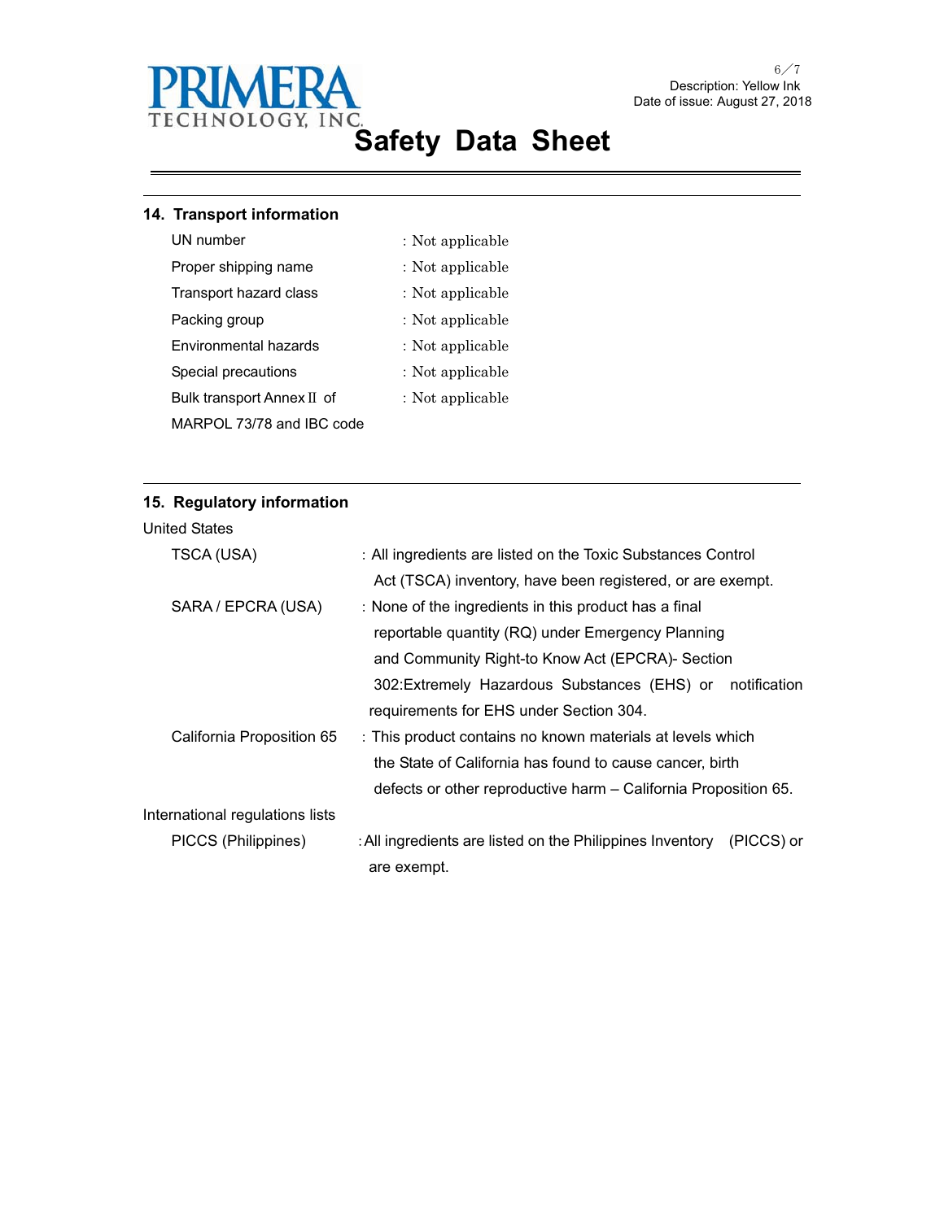## 14. Transport information

| | |
|---|---|
| UN number | : Not applicable |
| Proper shipping name | : Not applicable |
| Transport hazard class | : Not applicable |
| Packing group | : Not applicable |
| Environmental hazards | : Not applicable |
| Special precautions | : Not applicable |
| Bulk transport Annex II of MARPOL 73/78 and IBC code | : Not applicable |

## 15. Regulatory information

United States

| | |
|---|---|
| TSCA (USA) | : All ingredients are listed on the Toxic Substances Control Act (TSCA) inventory, have been registered, or are exempt. |
| SARA / EPCRA (USA) | : None of the ingredients in this product has a final reportable quantity (RQ) under Emergency Planning and Community Right-to Know Act (EPCRA)- Section 302:Extremely Hazardous Substances (EHS) or notification requirements for EHS under Section 304. |
| California Proposition 65 | : This product contains no known materials at levels which the State of California has found to cause cancer, birth defects or other reproductive harm – California Proposition 65. |

International regulations lists

| | |
|---|---|
| PICCS (Philippines) | : All ingredients are listed on the Philippines Inventory (PICCS) or are exempt. |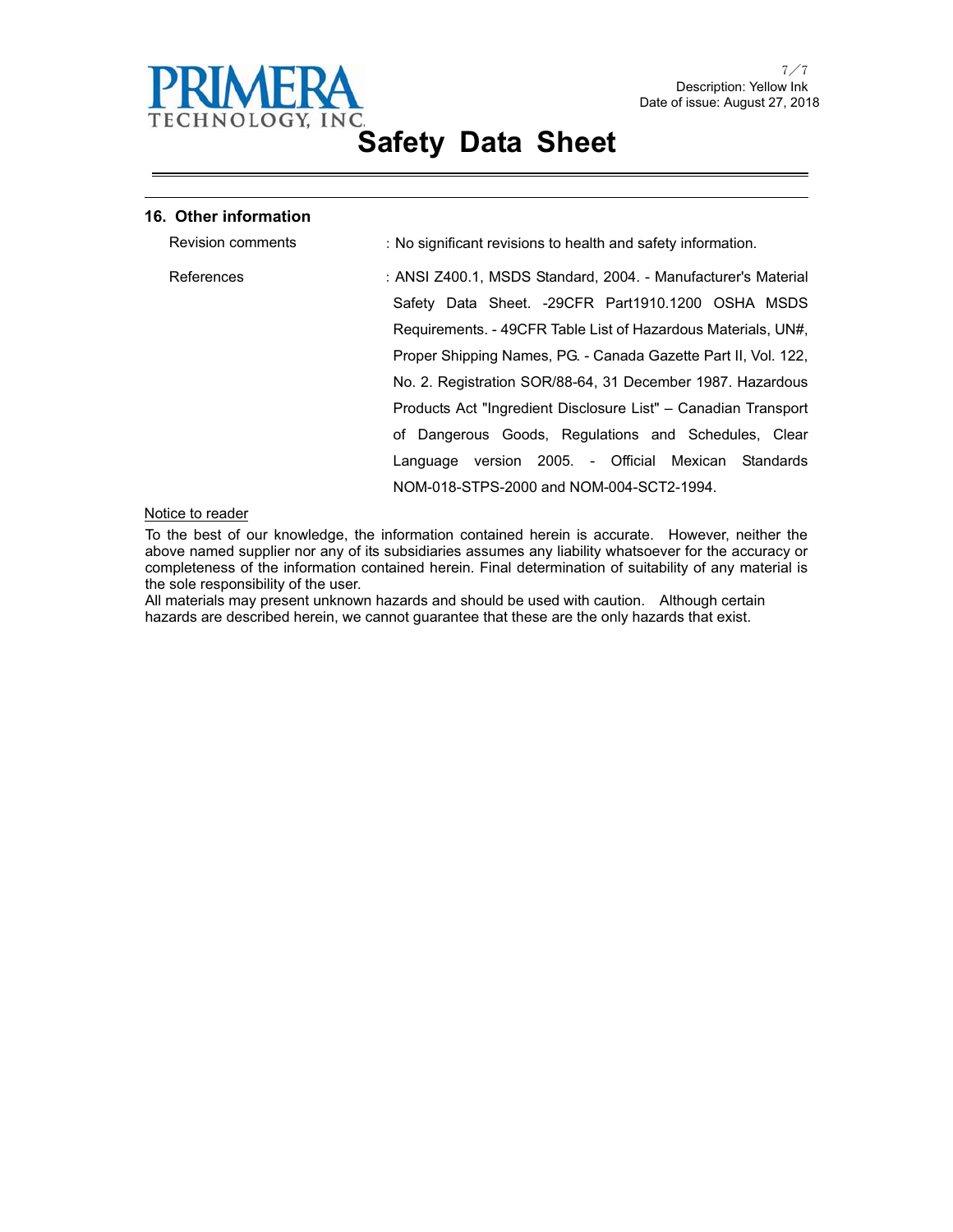## 16. Other information

| | |
|---|---|
| Revision comments | : No significant revisions to health and safety information. |
| References | : ANSI Z400.1, MSDS Standard, 2004. - Manufacturer's Material Safety Data Sheet. -29CFR Part1910.1200 OSHA MSDS Requirements. - 49CFR Table List of Hazardous Materials, UN#, Proper Shipping Names, PG. - Canada Gazette Part II, Vol. 122, No. 2. Registration SOR/88-64, 31 December 1987. Hazardous Products Act "Ingredient Disclosure List" – Canadian Transport of Dangerous Goods, Regulations and Schedules, Clear Language version 2005. - Official Mexican Standards NOM-018-STPS-2000 and NOM-004-SCT2-1994. |

Notice to reader

To the best of our knowledge, the information contained herein is accurate. However, neither the above named supplier nor any of its subsidiaries assumes any liability whatsoever for the accuracy or completeness of the information contained herein. Final determination of suitability of any material is the sole responsibility of the user.
All materials may present unknown hazards and should be used with caution. Although certain hazards are described herein, we cannot guarantee that these are the only hazards that exist.